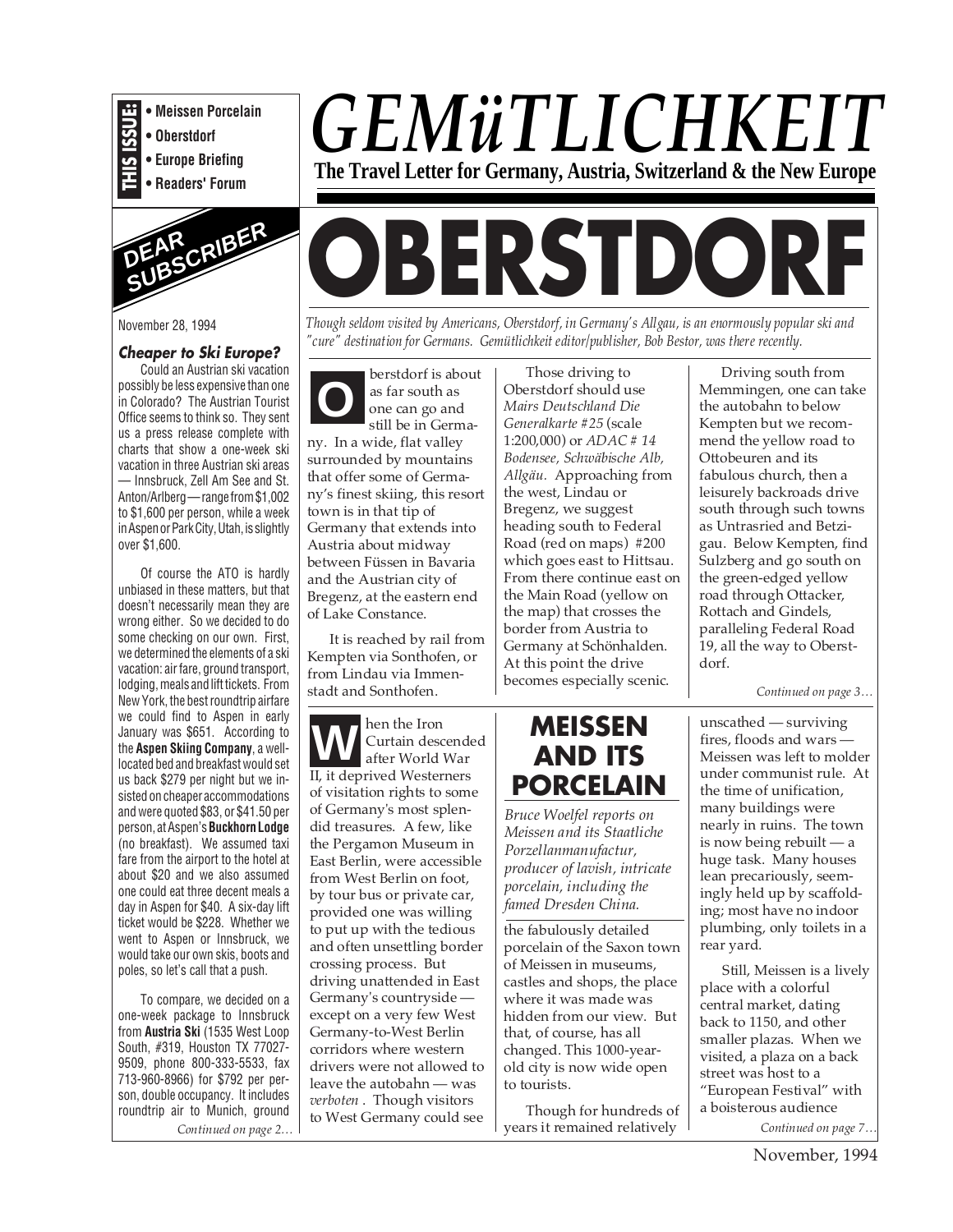**THIS ISSUE:**
- Meissen Porcelain
- Oberstdorf
- Europe Briefing
- Readers' Forum

# *GEMüTLICHKEIT*

**The Travel Letter for Germany, Austria, Switzerland & the New Europe**

## DEAR SUBSCRIBER

November 28, 1994

### *Cheaper to Ski Europe?*

Could an Austrian ski vacation possibly be less expensive than one in Colorado? The Austrian Tourist Office seems to think so. They sent us a press release complete with charts that show a one-week ski vacation in three Austrian ski areas — Innsbruck, Zell Am See and St. Anton/Arlberg — range from $1,002 to $1,600 per person, while a week in Aspen or Park City, Utah, is slightly over $1,600.

Of course the ATO is hardly unbiased in these matters, but that doesn't necessarily mean they are wrong either. So we decided to do some checking on our own. First, we determined the elements of a ski vacation: air fare, ground transport, lodging, meals and lift tickets. From New York, the best roundtrip airfare we could find to Aspen in early January was $651. According to the **Aspen Skiing Company**, a well-located bed and breakfast would set us back $279 per night but we insisted on cheaper accommodations and were quoted $83, or $41.50 per person, at Aspen's **Buckhorn Lodge** (no breakfast). We assumed taxi fare from the airport to the hotel at about $20 and we also assumed one could eat three decent meals a day in Aspen for $40. A six-day lift ticket would be $228. Whether we went to Aspen or Innsbruck, we would take our own skis, boots and poles, so let's call that a push.

To compare, we decided on a one-week package to Innsbruck from **Austria Ski** (1535 West Loop South, #319, Houston TX 77027-9509, phone 800-333-5533, fax 713-960-8966) for $792 per person, double occupancy. It includes roundtrip air to Munich, ground

*Continued on page 2…*

# OBERSTDORF

*Though seldom visited by Americans, Oberstdorf, in Germany's Allgau, is an enormously popular ski and "cure" destination for Germans. Gemütlichkeit editor/publisher, Bob Bestor, was there recently.*

Oberstdorf is about as far south as one can go and still be in Germany. In a wide, flat valley surrounded by mountains that offer some of Germany's finest skiing, this resort town is in that tip of Germany that extends into Austria about midway between Füssen in Bavaria and the Austrian city of Bregenz, at the eastern end of Lake Constance.

It is reached by rail from Kempten via Sonthofen, or from Lindau via Immenstadt and Sonthofen.

Those driving to Oberstdorf should use *Mairs Deutschland Die Generalkarte #25* (scale 1:200,000) or *ADAC # 14 Bodensee, Schwäbische Alb, Allgäu.* Approaching from the west, Lindau or Bregenz, we suggest heading south to Federal Road (red on maps) #200 which goes east to Hittsau. From there continue east on the Main Road (yellow on the map) that crosses the border from Austria to Germany at Schönhalden. At this point the drive becomes especially scenic.

Driving south from Memmingen, one can take the autobahn to below Kempten but we recommend the yellow road to Ottobeuren and its fabulous church, then a leisurely backroads drive south through such towns as Untrasried and Betzigau. Below Kempten, find Sulzberg and go south on the green-edged yellow road through Ottacker, Rottach and Gindels, paralleling Federal Road 19, all the way to Oberstdorf.

*Continued on page 3…*

## MEISSEN AND ITS PORCELAIN

*Bruce Woelfel reports on Meissen and its Staatliche Porzellanmanufactur, producer of lavish, intricate porcelain, including the famed Dresden China.*

When the Iron Curtain descended after World War II, it deprived Westerners of visitation rights to some of Germany's most splendid treasures. A few, like the Pergamon Museum in East Berlin, were accessible from West Berlin on foot, by tour bus or private car, provided one was willing to put up with the tedious and often unsettling border crossing process. But driving unattended in East Germany's countryside — except on a very few West Germany-to-West Berlin corridors where western drivers were not allowed to leave the autobahn — was *verboten*. Though visitors to West Germany could see the fabulously detailed porcelain of the Saxon town of Meissen in museums, castles and shops, the place where it was made was hidden from our view. But that, of course, has all changed. This 1000-year-old city is now wide open to tourists.

Though for hundreds of years it remained relatively unscathed — surviving fires, floods and wars — Meissen was left to molder under communist rule. At the time of unification, many buildings were nearly in ruins. The town is now being rebuilt — a huge task. Many houses lean precariously, seemingly held up by scaffolding; most have no indoor plumbing, only toilets in a rear yard.

Still, Meissen is a lively place with a colorful central market, dating back to 1150, and other smaller plazas. When we visited, a plaza on a back street was host to a "European Festival" with a boisterous audience

*Continued on page 7…*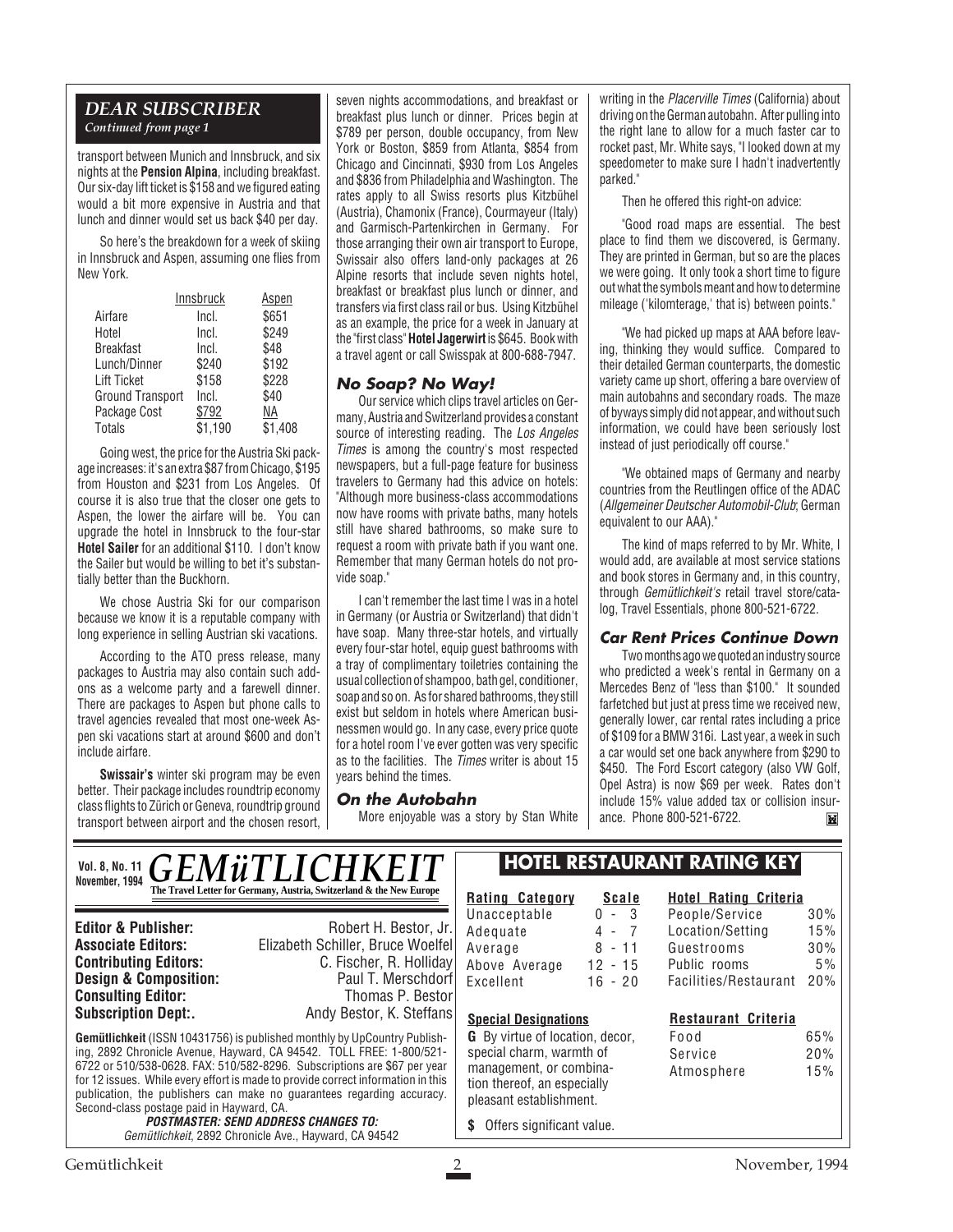## DEAR SUBSCRIBER

*Continued from page 1*

transport between Munich and Innsbruck, and six nights at the **Pension Alpina**, including breakfast. Our six-day lift ticket is $158 and we figured eating would a bit more expensive in Austria and that lunch and dinner would set us back $40 per day.

So here's the breakdown for a week of skiing in Innsbruck and Aspen, assuming one flies from New York.

| | Innsbruck | Aspen |
|---|---|---|
| Airfare | Incl. | $651 |
| Hotel | Incl. | $249 |
| Breakfast | Incl. | $48 |
| Lunch/Dinner | $240 | $192 |
| Lift Ticket | $158 | $228 |
| Ground Transport | Incl. | $40 |
| Package Cost | $792 | NA |
| Totals | $1,190 | $1,408 |

Going west, the price for the Austria Ski package increases: it's an extra $87 from Chicago, $195 from Houston and $231 from Los Angeles. Of course it is also true that the closer one gets to Aspen, the lower the airfare will be. You can upgrade the hotel in Innsbruck to the four-star **Hotel Sailer** for an additional $110. I don't know the Sailer but would be willing to bet it's substantially better than the Buckhorn.

We chose Austria Ski for our comparison because we know it is a reputable company with long experience in selling Austrian ski vacations.

According to the ATO press release, many packages to Austria may also contain such add-ons as a welcome party and a farewell dinner. There are packages to Aspen but phone calls to travel agencies revealed that most one-week Aspen ski vacations start at around $600 and don't include airfare.

**Swissair's** winter ski program may be even better. Their package includes roundtrip economy class flights to Zürich or Geneva, roundtrip ground transport between airport and the chosen resort, seven nights accommodations, and breakfast or breakfast plus lunch or dinner. Prices begin at $789 per person, double occupancy, from New York or Boston, $859 from Atlanta, $854 from Chicago and Cincinnati, $930 from Los Angeles and $836 from Philadelphia and Washington. The rates apply to all Swiss resorts plus Kitzbühel (Austria), Chamonix (France), Courmayeur (Italy) and Garmisch-Partenkirchen in Germany. For those arranging their own air transport to Europe, Swissair also offers land-only packages at 26 Alpine resorts that include seven nights hotel, breakfast or breakfast plus lunch or dinner, and transfers via first class rail or bus. Using Kitzbühel as an example, the price for a week in January at the "first class" **Hotel Jagerwirt** is $645. Book with a travel agent or call Swisspak at 800-688-7947.

### No Soap? No Way!

Our service which clips travel articles on Germany, Austria and Switzerland provides a constant source of interesting reading. The *Los Angeles Times* is among the country's most respected newspapers, but a full-page feature for business travelers to Germany had this advice on hotels: "Although more business-class accommodations now have rooms with private baths, many hotels still have shared bathrooms, so make sure to request a room with private bath if you want one. Remember that many German hotels do not provide soap."

I can't remember the last time I was in a hotel in Germany (or Austria or Switzerland) that didn't have soap. Many three-star hotels, and virtually every four-star hotel, equip guest bathrooms with a tray of complimentary toiletries containing the usual collection of shampoo, bath gel, conditioner, soap and so on. As for shared bathrooms, they still exist but seldom in hotels where American businessmen would go. In any case, every price quote for a hotel room I've ever gotten was very specific as to the facilities. The *Times* writer is about 15 years behind the times.

### On the Autobahn

More enjoyable was a story by Stan White writing in the *Placerville Times* (California) about driving on the German autobahn. After pulling into the right lane to allow for a much faster car to rocket past, Mr. White says, "I looked down at my speedometer to make sure I hadn't inadvertently parked."

Then he offered this right-on advice:

"Good road maps are essential. The best place to find them we discovered, is Germany. They are printed in German, but so are the places we were going. It only took a short time to figure out what the symbols meant and how to determine mileage ('kilomterage,' that is) between points."

"We had picked up maps at AAA before leaving, thinking they would suffice. Compared to their detailed German counterparts, the domestic variety came up short, offering a bare overview of main autobahns and secondary roads. The maze of byways simply did not appear, and without such information, we could have been seriously lost instead of just periodically off course."

"We obtained maps of Germany and nearby countries from the Reutlingen office of the ADAC (*Allgemeiner Deutscher Automobil-Club*; German equivalent to our AAA)."

The kind of maps referred to by Mr. White, I would add, are available at most service stations and book stores in Germany and, in this country, through *Gemütlichkeit's* retail travel store/catalog, Travel Essentials, phone 800-521-6722.

### Car Rent Prices Continue Down

Two months ago we quoted an industry source who predicted a week's rental in Germany on a Mercedes Benz of "less than $100." It sounded farfetched but just at press time we received new, generally lower, car rental rates including a price of $109 for a BMW 316i. Last year, a week in such a car would set one back anywhere from $290 to $450. The Ford Escort category (also VW Golf, Opel Astra) is now $69 per week. Rates don't include 15% value added tax or collision insurance. Phone 800-521-6722.

---

**Vol. 8, No. 11 — November, 1994**

# *GEMüTLICHKEIT*

**The Travel Letter for Germany, Austria, Switzerland & the New Europe**

**Editor & Publisher:** Robert H. Bestor, Jr.
**Associate Editors:** Elizabeth Schiller, Bruce Woelfel
**Contributing Editors:** C. Fischer, R. Holliday
**Design & Composition:** Paul T. Merschdorf
**Consulting Editor:** Thomas P. Bestor
**Subscription Dept:.** Andy Bestor, K. Steffans

**Gemütlichkeit** (ISSN 10431756) is published monthly by UpCountry Publishing, 2892 Chronicle Avenue, Hayward, CA 94542. TOLL FREE: 1-800/521-6722 or 510/538-0628. FAX: 510/582-8296. Subscriptions are $67 per year for 12 issues. While every effort is made to provide correct information in this publication, the publishers can make no guarantees regarding accuracy. Second-class postage paid in Hayward, CA.

**POSTMASTER: SEND ADDRESS CHANGES TO:**
*Gemütlichkeit*, 2892 Chronicle Ave., Hayward, CA 94542

## HOTEL RESTAURANT RATING KEY

| Rating Category | Scale |
|---|---|
| Unacceptable | 0 - 3 |
| Adequate | 4 - 7 |
| Average | 8 - 11 |
| Above Average | 12 - 15 |
| Excellent | 16 - 20 |

| Hotel Rating Criteria | |
|---|---|
| People/Service | 30% |
| Location/Setting | 15% |
| Guestrooms | 30% |
| Public rooms | 5% |
| Facilities/Restaurant | 20% |

**Special Designations**

**G** By virtue of location, decor, special charm, warmth of management, or combination thereof, an especially pleasant establishment.

**$** Offers significant value.

| Restaurant Criteria | |
|---|---|
| Food | 65% |
| Service | 20% |
| Atmosphere | 15% |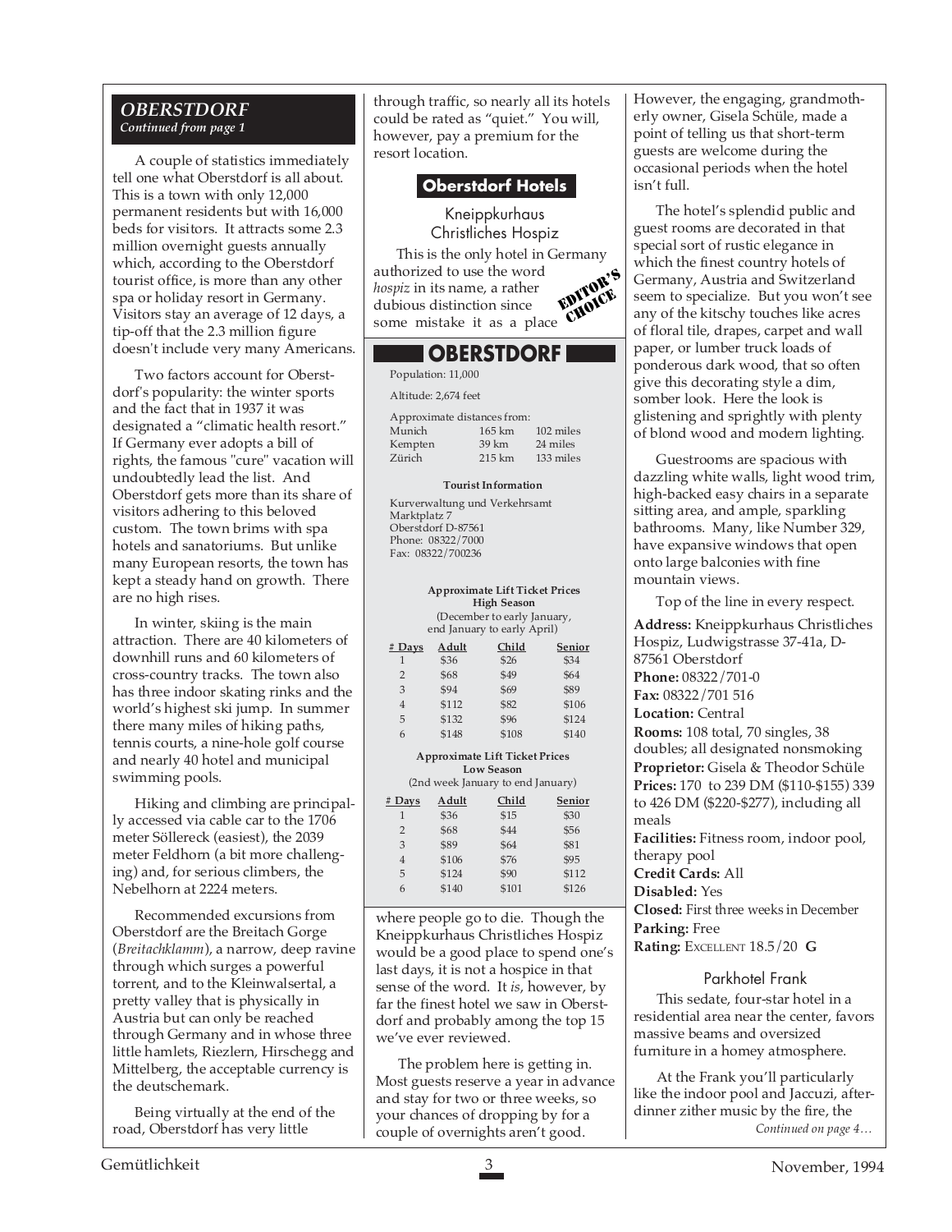## OBERSTDORF

*Continued from page 1*

A couple of statistics immediately tell one what Oberstdorf is all about. This is a town with only 12,000 permanent residents but with 16,000 beds for visitors. It attracts some 2.3 million overnight guests annually which, according to the Oberstdorf tourist office, is more than any other spa or holiday resort in Germany. Visitors stay an average of 12 days, a tip-off that the 2.3 million figure doesn't include very many Americans.

Two factors account for Oberstdorf's popularity: the winter sports and the fact that in 1937 it was designated a "climatic health resort." If Germany ever adopts a bill of rights, the famous "cure" vacation will undoubtedly lead the list. And Oberstdorf gets more than its share of visitors adhering to this beloved custom. The town brims with spa hotels and sanatoriums. But unlike many European resorts, the town has kept a steady hand on growth. There are no high rises.

In winter, skiing is the main attraction. There are 40 kilometers of downhill runs and 60 kilometers of cross-country tracks. The town also has three indoor skating rinks and the world's highest ski jump. In summer there many miles of hiking paths, tennis courts, a nine-hole golf course and nearly 40 hotel and municipal swimming pools.

Hiking and climbing are principally accessed via cable car to the 1706 meter Söllereck (easiest), the 2039 meter Feldhorn (a bit more challenging) and, for serious climbers, the Nebelhorn at 2224 meters.

Recommended excursions from Oberstdorf are the Breitach Gorge (*Breitachklamm*), a narrow, deep ravine through which surges a powerful torrent, and to the Kleinwalsertal, a pretty valley that is physically in Austria but can only be reached through Germany and in whose three little hamlets, Riezlern, Hirschegg and Mittelberg, the acceptable currency is the deutschemark.

Being virtually at the end of the road, Oberstdorf has very little through traffic, so nearly all its hotels could be rated as "quiet." You will, however, pay a premium for the resort location.

## Oberstdorf Hotels

### Kneippkurhaus Christliches Hospiz

**EDITOR'S CHOICE**

This is the only hotel in Germany authorized to use the word *hospiz* in its name, a rather dubious distinction since some mistake it as a place where people go to die. Though the Kneippkurhaus Christliches Hospiz would be a good place to spend one's last days, it is not a hospice in that sense of the word. It *is*, however, by far the finest hotel we saw in Oberstdorf and probably among the top 15 we've ever reviewed.

The problem here is getting in. Most guests reserve a year in advance and stay for two or three weeks, so your chances of dropping by for a couple of overnights aren't good. However, the engaging, grandmotherly owner, Gisela Schüle, made a point of telling us that short-term guests are welcome during the occasional periods when the hotel isn't full.

The hotel's splendid public and guest rooms are decorated in that special sort of rustic elegance in which the finest country hotels of Germany, Austria and Switzerland seem to specialize. But you won't see any of the kitschy touches like acres of floral tile, drapes, carpet and wall paper, or lumber truck loads of ponderous dark wood, that so often give this decorating style a dim, somber look. Here the look is glistening and sprightly with plenty of blond wood and modern lighting.

Guestrooms are spacious with dazzling white walls, light wood trim, high-backed easy chairs in a separate sitting area, and ample, sparkling bathrooms. Many, like Number 329, have expansive windows that open onto large balconies with fine mountain views.

Top of the line in every respect.

**Address:** Kneippkurhaus Christliches Hospiz, Ludwigstrasse 37-41a, D-87561 Oberstdorf
**Phone:** 08322/701-0
**Fax:** 08322/701 516
**Location:** Central
**Rooms:** 108 total, 70 singles, 38 doubles; all designated nonsmoking
**Proprietor:** Gisela & Theodor Schüle
**Prices:** 170 to 239 DM ($110-$155) 339 to 426 DM ($220-$277), including all meals
**Facilities:** Fitness room, indoor pool, therapy pool
**Credit Cards:** All
**Disabled:** Yes
**Closed:** First three weeks in December
**Parking:** Free
**Rating:** EXCELLENT 18.5/20 **G**

### Parkhotel Frank

This sedate, four-star hotel in a residential area near the center, favors massive beams and oversized furniture in a homey atmosphere.

At the Frank you'll particularly like the indoor pool and Jaccuzi, after-dinner zither music by the fire, the

*Continued on page 4…*

---

## OBERSTDORF

Population: 11,000

Altitude: 2,674 feet

Approximate distances from:

| | | |
|---|---|---|
| Munich | 165 km | 102 miles |
| Kempten | 39 km | 24 miles |
| Zürich | 215 km | 133 miles |

**Tourist Information**

Kurverwaltung und Verkehrsamt
Marktplatz 7
Oberstdorf D-87561
Phone: 08322/7000
Fax: 08322/700236

**Approximate Lift Ticket Prices**
**High Season**
(December to early January, end January to early April)

| # Days | Adult | Child | Senior |
|---|---|---|---|
| 1 | $36 | $26 | $34 |
| 2 | $68 | $49 | $64 |
| 3 | $94 | $69 | $89 |
| 4 | $112 | $82 | $106 |
| 5 | $132 | $96 | $124 |
| 6 | $148 | $108 | $140 |

**Approximate Lift Ticket Prices**
**Low Season**
(2nd week January to end January)

| # Days | Adult | Child | Senior |
|---|---|---|---|
| 1 | $36 | $15 | $30 |
| 2 | $68 | $44 | $56 |
| 3 | $89 | $64 | $81 |
| 4 | $106 | $76 | $95 |
| 5 | $124 | $90 | $112 |
| 6 | $140 | $101 | $126 |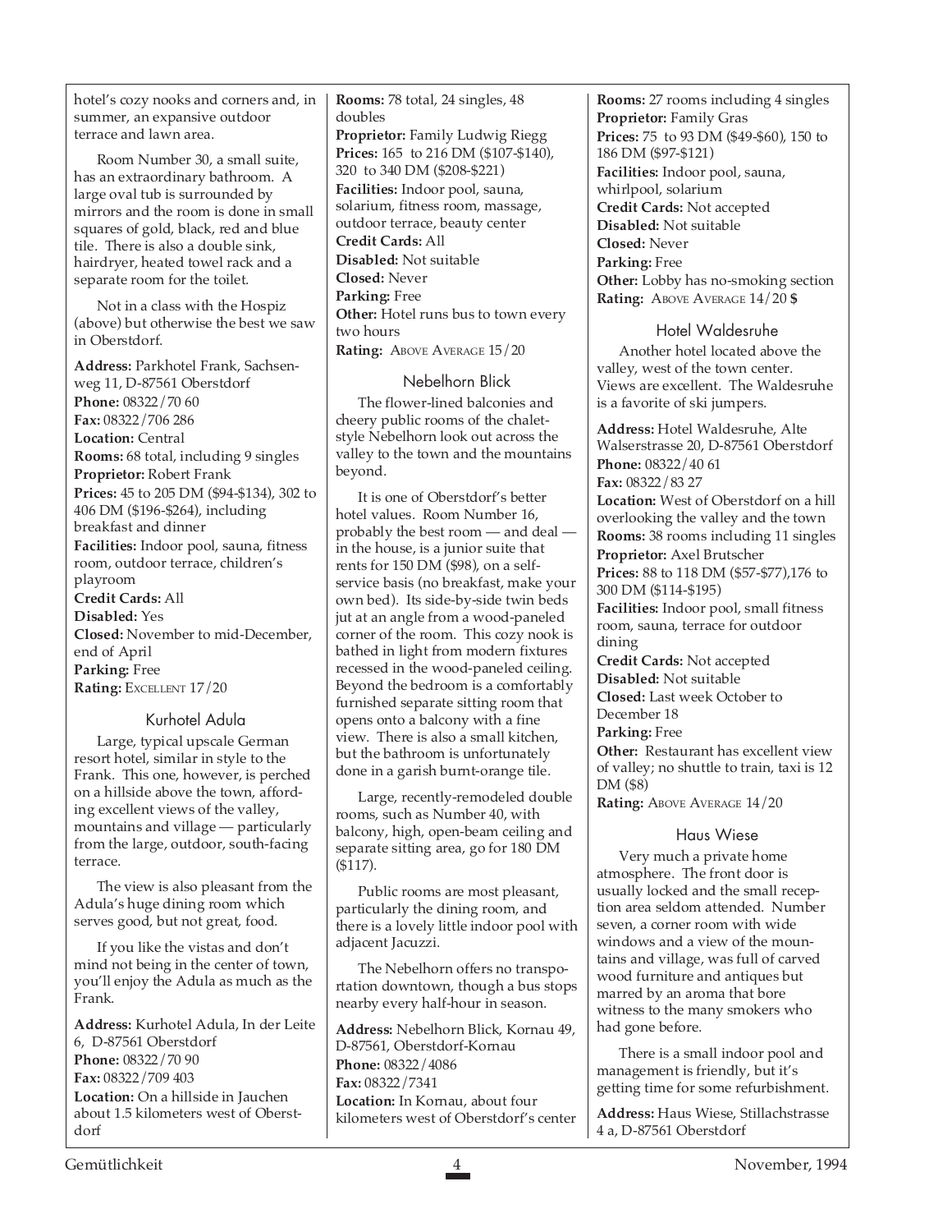hotel's cozy nooks and corners and, in summer, an expansive outdoor terrace and lawn area.

Room Number 30, a small suite, has an extraordinary bathroom. A large oval tub is surrounded by mirrors and the room is done in small squares of gold, black, red and blue tile. There is also a double sink, hairdryer, heated towel rack and a separate room for the toilet.

Not in a class with the Hospiz (above) but otherwise the best we saw in Oberstdorf.

**Address:** Parkhotel Frank, Sachsenweg 11, D-87561 Oberstdorf
**Phone:** 08322/70 60
**Fax:** 08322/706 286
**Location:** Central
**Rooms:** 68 total, including 9 singles
**Proprietor:** Robert Frank
**Prices:** 45 to 205 DM ($94-$134), 302 to 406 DM ($196-$264), including breakfast and dinner
**Facilities:** Indoor pool, sauna, fitness room, outdoor terrace, children's playroom
**Credit Cards:** All
**Disabled:** Yes
**Closed:** November to mid-December, end of April
**Parking:** Free
**Rating:** Excellent 17/20

### Kurhotel Adula

Large, typical upscale German resort hotel, similar in style to the Frank. This one, however, is perched on a hillside above the town, affording excellent views of the valley, mountains and village — particularly from the large, outdoor, south-facing terrace.

The view is also pleasant from the Adula's huge dining room which serves good, but not great, food.

If you like the vistas and don't mind not being in the center of town, you'll enjoy the Adula as much as the Frank.

**Address:** Kurhotel Adula, In der Leite 6, D-87561 Oberstdorf
**Phone:** 08322/70 90
**Fax:** 08322/709 403
**Location:** On a hillside in Jauchen about 1.5 kilometers west of Oberstdorf
**Rooms:** 78 total, 24 singles, 48 doubles
**Proprietor:** Family Ludwig Riegg
**Prices:** 165 to 216 DM ($107-$140), 320 to 340 DM ($208-$221)
**Facilities:** Indoor pool, sauna, solarium, fitness room, massage, outdoor terrace, beauty center
**Credit Cards:** All
**Disabled:** Not suitable
**Closed:** Never
**Parking:** Free
**Other:** Hotel runs bus to town every two hours
**Rating:** Above Average 15/20

### Nebelhorn Blick

The flower-lined balconies and cheery public rooms of the chalet-style Nebelhorn look out across the valley to the town and the mountains beyond.

It is one of Oberstdorf's better hotel values. Room Number 16, probably the best room — and deal — in the house, is a junior suite that rents for 150 DM ($98), on a self-service basis (no breakfast, make your own bed). Its side-by-side twin beds jut at an angle from a wood-paneled corner of the room. This cozy nook is bathed in light from modern fixtures recessed in the wood-paneled ceiling. Beyond the bedroom is a comfortably furnished separate sitting room that opens onto a balcony with a fine view. There is also a small kitchen, but the bathroom is unfortunately done in a garish burnt-orange tile.

Large, recently-remodeled double rooms, such as Number 40, with balcony, high, open-beam ceiling and separate sitting area, go for 180 DM ($117).

Public rooms are most pleasant, particularly the dining room, and there is a lovely little indoor pool with adjacent Jacuzzi.

The Nebelhorn offers no transportation downtown, though a bus stops nearby every half-hour in season.

**Address:** Nebelhorn Blick, Kornau 49, D-87561, Oberstdorf-Kornau
**Phone:** 08322/4086
**Fax:** 08322/7341
**Location:** In Kornau, about four kilometers west of Oberstdorf's center
**Rooms:** 27 rooms including 4 singles
**Proprietor:** Family Gras
**Prices:** 75 to 93 DM ($49-$60), 150 to 186 DM ($97-$121)
**Facilities:** Indoor pool, sauna, whirlpool, solarium
**Credit Cards:** Not accepted
**Disabled:** Not suitable
**Closed:** Never
**Parking:** Free
**Other:** Lobby has no-smoking section
**Rating:** Above Average 14/20 **$**

### Hotel Waldesruhe

Another hotel located above the valley, west of the town center. Views are excellent. The Waldesruhe is a favorite of ski jumpers.

**Address:** Hotel Waldesruhe, Alte Walserstrasse 20, D-87561 Oberstdorf
**Phone:** 08322/40 61
**Fax:** 08322/83 27
**Location:** West of Oberstdorf on a hill overlooking the valley and the town
**Rooms:** 38 rooms including 11 singles
**Proprietor:** Axel Brutscher
**Prices:** 88 to 118 DM ($57-$77),176 to 300 DM ($114-$195)
**Facilities:** Indoor pool, small fitness room, sauna, terrace for outdoor dining
**Credit Cards:** Not accepted
**Disabled:** Not suitable
**Closed:** Last week October to December 18
**Parking:** Free
**Other:** Restaurant has excellent view of valley; no shuttle to train, taxi is 12 DM ($8)
**Rating:** Above Average 14/20

### Haus Wiese

Very much a private home atmosphere. The front door is usually locked and the small reception area seldom attended. Number seven, a corner room with wide windows and a view of the mountains and village, was full of carved wood furniture and antiques but marred by an aroma that bore witness to the many smokers who had gone before.

There is a small indoor pool and management is friendly, but it's getting time for some refurbishment.

**Address:** Haus Wiese, Stillachstrasse 4 a, D-87561 Oberstdorf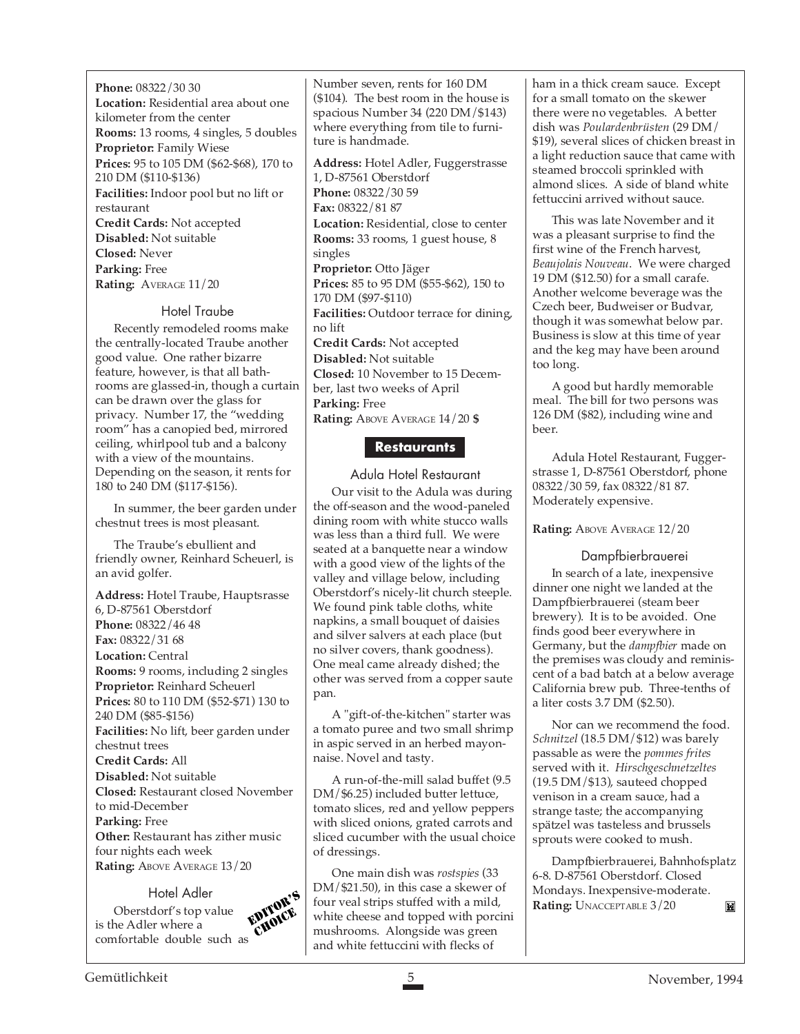**Phone:** 08322/30 30
**Location:** Residential area about one kilometer from the center
**Rooms:** 13 rooms, 4 singles, 5 doubles
**Proprietor:** Family Wiese
**Prices:** 95 to 105 DM ($62-$68), 170 to 210 DM ($110-$136)
**Facilities:** Indoor pool but no lift or restaurant
**Credit Cards:** Not accepted
**Disabled:** Not suitable
**Closed:** Never
**Parking:** Free
**Rating:** AVERAGE 11/20

### Hotel Traube

Recently remodeled rooms make the centrally-located Traube another good value. One rather bizarre feature, however, is that all bathrooms are glassed-in, though a curtain can be drawn over the glass for privacy. Number 17, the "wedding room" has a canopied bed, mirrored ceiling, whirlpool tub and a balcony with a view of the mountains. Depending on the season, it rents for 180 to 240 DM ($117-$156).

In summer, the beer garden under chestnut trees is most pleasant.

The Traube's ebullient and friendly owner, Reinhard Scheuerl, is an avid golfer.

**Address:** Hotel Traube, Hauptsrasse 6, D-87561 Oberstdorf
**Phone:** 08322/46 48
**Fax:** 08322/31 68
**Location:** Central
**Rooms:** 9 rooms, including 2 singles
**Proprietor:** Reinhard Scheuerl
**Prices:** 80 to 110 DM ($52-$71) 130 to 240 DM ($85-$156)
**Facilities:** No lift, beer garden under chestnut trees
**Credit Cards:** All
**Disabled:** Not suitable
**Closed:** Restaurant closed November to mid-December
**Parking:** Free
**Other:** Restaurant has zither music four nights each week
**Rating:** ABOVE AVERAGE 13/20

### Hotel Adler

EDITOR'S CHOICE

Oberstdorf's top value is the Adler where a comfortable double such as Number seven, rents for 160 DM ($104). The best room in the house is spacious Number 34 (220 DM/$143) where everything from tile to furniture is handmade.

**Address:** Hotel Adler, Fuggerstrasse 1, D-87561 Oberstdorf
**Phone:** 08322/30 59
**Fax:** 08322/81 87
**Location:** Residential, close to center
**Rooms:** 33 rooms, 1 guest house, 8 singles
**Proprietor:** Otto Jäger
**Prices:** 85 to 95 DM ($55-$62), 150 to 170 DM ($97-$110)
**Facilities:** Outdoor terrace for dining, no lift
**Credit Cards:** Not accepted
**Disabled:** Not suitable
**Closed:** 10 November to 15 December, last two weeks of April
**Parking:** Free
**Rating:** ABOVE AVERAGE 14/20 **$**

## Restaurants

### Adula Hotel Restaurant

Our visit to the Adula was during the off-season and the wood-paneled dining room with white stucco walls was less than a third full. We were seated at a banquette near a window with a good view of the lights of the valley and village below, including Oberstdorf's nicely-lit church steeple. We found pink table cloths, white napkins, a small bouquet of daisies and silver salvers at each place (but no silver covers, thank goodness). One meal came already dished; the other was served from a copper saute pan.

A "gift-of-the-kitchen" starter was a tomato puree and two small shrimp in aspic served in an herbed mayonnaise. Novel and tasty.

A run-of-the-mill salad buffet (9.5 DM/$6.25) included butter lettuce, tomato slices, red and yellow peppers with sliced onions, grated carrots and sliced cucumber with the usual choice of dressings.

One main dish was *rostspies* (33 DM/$21.50), in this case a skewer of four veal strips stuffed with a mild, white cheese and topped with porcini mushrooms. Alongside was green and white fettuccini with flecks of ham in a thick cream sauce. Except for a small tomato on the skewer there were no vegetables. A better dish was *Poulardenbrüsten* (29 DM/$19), several slices of chicken breast in a light reduction sauce that came with steamed broccoli sprinkled with almond slices. A side of bland white fettuccini arrived without sauce.

This was late November and it was a pleasant surprise to find the first wine of the French harvest, *Beaujolais Nouveau*. We were charged 19 DM ($12.50) for a small carafe. Another welcome beverage was the Czech beer, Budweiser or Budvar, though it was somewhat below par. Business is slow at this time of year and the keg may have been around too long.

A good but hardly memorable meal. The bill for two persons was 126 DM ($82), including wine and beer.

Adula Hotel Restaurant, Fuggerstrasse 1, D-87561 Oberstdorf, phone 08322/30 59, fax 08322/81 87. Moderately expensive.

**Rating:** ABOVE AVERAGE 12/20

### Dampfbierbrauerei

In search of a late, inexpensive dinner one night we landed at the Dampfbierbrauerei (steam beer brewery). It is to be avoided. One finds good beer everywhere in Germany, but the *dampfbier* made on the premises was cloudy and reminiscent of a bad batch at a below average California brew pub. Three-tenths of a liter costs 3.7 DM ($2.50).

Nor can we recommend the food. *Schnitzel* (18.5 DM/$12) was barely passable as were the *pommes frites* served with it. *Hirschgeschnetzeltes* (19.5 DM/$13), sauteed chopped venison in a cream sauce, had a strange taste; the accompanying spätzel was tasteless and brussels sprouts were cooked to mush.

Dampfbierbrauerei, Bahnhofsplatz 6-8. D-87561 Oberstdorf. Closed Mondays. Inexpensive-moderate.
**Rating:** UNACCEPTABLE 3/20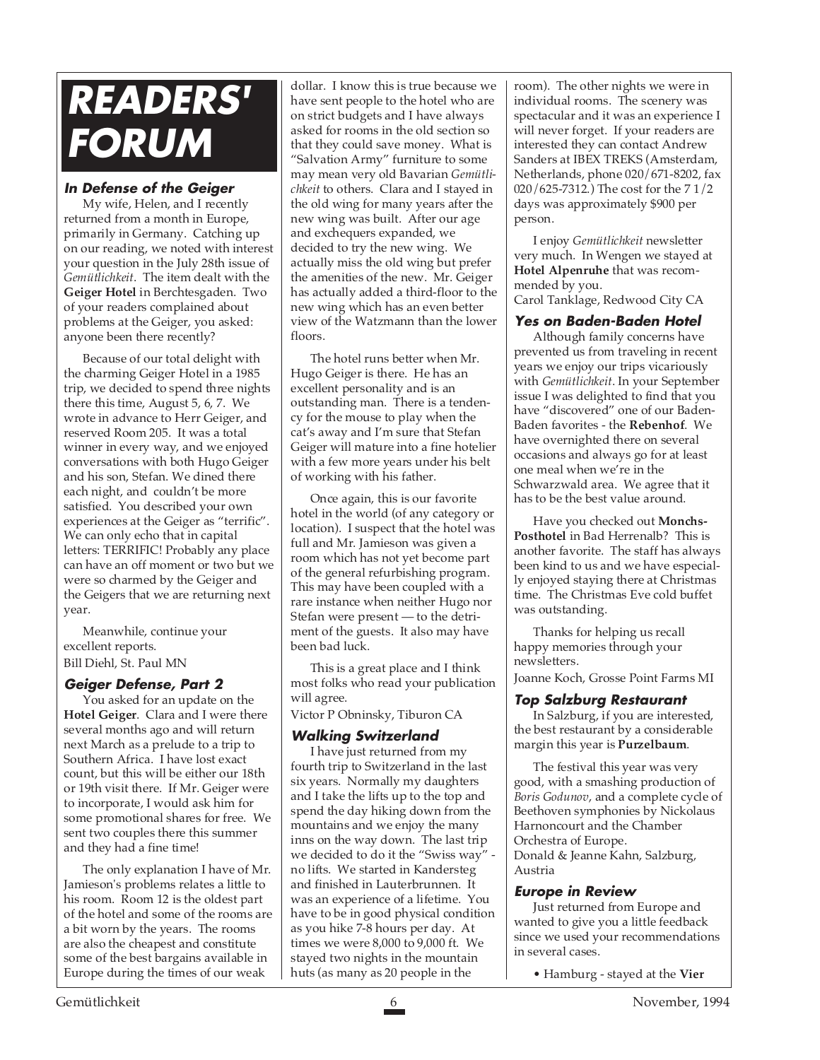# READERS' FORUM

### In Defense of the Geiger

My wife, Helen, and I recently returned from a month in Europe, primarily in Germany. Catching up on our reading, we noted with interest your question in the July 28th issue of *Gemütlichkeit*. The item dealt with the **Geiger Hotel** in Berchtesgaden. Two of your readers complained about problems at the Geiger, you asked: anyone been there recently?

Because of our total delight with the charming Geiger Hotel in a 1985 trip, we decided to spend three nights there this time, August 5, 6, 7. We wrote in advance to Herr Geiger, and reserved Room 205. It was a total winner in every way, and we enjoyed conversations with both Hugo Geiger and his son, Stefan. We dined there each night, and couldn't be more satisfied. You described your own experiences at the Geiger as "terrific". We can only echo that in capital letters: TERRIFIC! Probably any place can have an off moment or two but we were so charmed by the Geiger and the Geigers that we are returning next year.

Meanwhile, continue your excellent reports.

Bill Diehl, St. Paul MN

### Geiger Defense, Part 2

You asked for an update on the **Hotel Geiger**. Clara and I were there several months ago and will return next March as a prelude to a trip to Southern Africa. I have lost exact count, but this will be either our 18th or 19th visit there. If Mr. Geiger were to incorporate, I would ask him for some promotional shares for free. We sent two couples there this summer and they had a fine time!

The only explanation I have of Mr. Jamieson's problems relates a little to his room. Room 12 is the oldest part of the hotel and some of the rooms are a bit worn by the years. The rooms are also the cheapest and constitute some of the best bargains available in Europe during the times of our weak dollar. I know this is true because we have sent people to the hotel who are on strict budgets and I have always asked for rooms in the old section so that they could save money. What is "Salvation Army" furniture to some may mean very old Bavarian *Gemütlichkeit* to others. Clara and I stayed in the old wing for many years after the new wing was built. After our age and exchequers expanded, we decided to try the new wing. We actually miss the old wing but prefer the amenities of the new. Mr. Geiger has actually added a third-floor to the new wing which has an even better view of the Watzmann than the lower floors.

The hotel runs better when Mr. Hugo Geiger is there. He has an excellent personality and is an outstanding man. There is a tendency for the mouse to play when the cat's away and I'm sure that Stefan Geiger will mature into a fine hotelier with a few more years under his belt of working with his father.

Once again, this is our favorite hotel in the world (of any category or location). I suspect that the hotel was full and Mr. Jamieson was given a room which has not yet become part of the general refurbishing program. This may have been coupled with a rare instance when neither Hugo nor Stefan were present — to the detriment of the guests. It also may have been bad luck.

This is a great place and I think most folks who read your publication will agree.

Victor P Obninsky, Tiburon CA

### Walking Switzerland

I have just returned from my fourth trip to Switzerland in the last six years. Normally my daughters and I take the lifts up to the top and spend the day hiking down from the mountains and we enjoy the many inns on the way down. The last trip we decided to do it the "Swiss way" - no lifts. We started in Kandersteg and finished in Lauterbrunnen. It was an experience of a lifetime. You have to be in good physical condition as you hike 7-8 hours per day. At times we were 8,000 to 9,000 ft. We stayed two nights in the mountain huts (as many as 20 people in the room). The other nights we were in individual rooms. The scenery was spectacular and it was an experience I will never forget. If your readers are interested they can contact Andrew Sanders at IBEX TREKS (Amsterdam, Netherlands, phone 020/671-8202, fax 020/625-7312.) The cost for the 7 1/2 days was approximately $900 per person.

I enjoy *Gemütlichkeit* newsletter very much. In Wengen we stayed at **Hotel Alpenruhe** that was recommended by you.

Carol Tanklage, Redwood City CA

### Yes on Baden-Baden Hotel

Although family concerns have prevented us from traveling in recent years we enjoy our trips vicariously with *Gemütlichkeit*. In your September issue I was delighted to find that you have "discovered" one of our Baden-Baden favorites - the **Rebenhof**. We have overnighted there on several occasions and always go for at least one meal when we're in the Schwarzwald area. We agree that it has to be the best value around.

Have you checked out **Monchs-Posthotel** in Bad Herrenalb? This is another favorite. The staff has always been kind to us and we have especially enjoyed staying there at Christmas time. The Christmas Eve cold buffet was outstanding.

Thanks for helping us recall happy memories through your newsletters.

Joanne Koch, Grosse Point Farms MI

### Top Salzburg Restaurant

In Salzburg, if you are interested, the best restaurant by a considerable margin this year is **Purzelbaum**.

The festival this year was very good, with a smashing production of *Boris Godunov*, and a complete cycle of Beethoven symphonies by Nickolaus Harnoncourt and the Chamber Orchestra of Europe.

Donald & Jeanne Kahn, Salzburg, Austria

### Europe in Review

Just returned from Europe and wanted to give you a little feedback since we used your recommendations in several cases.

- Hamburg - stayed at the **Vier**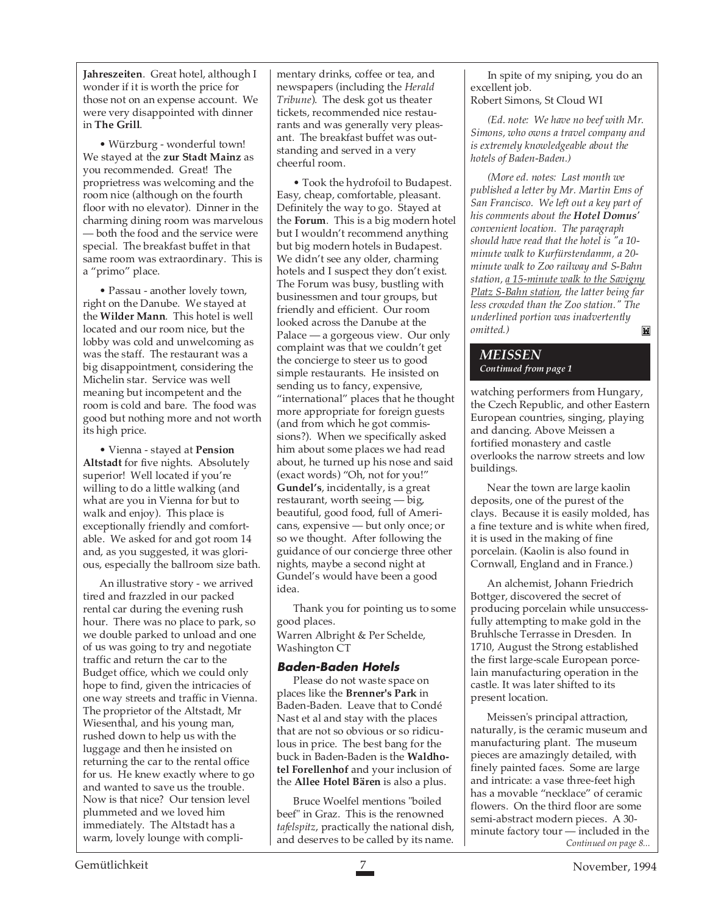**Jahreszeiten**. Great hotel, although I wonder if it is worth the price for those not on an expense account. We were very disappointed with dinner in **The Grill**.

• Würzburg - wonderful town! We stayed at the **zur Stadt Mainz** as you recommended. Great! The proprietress was welcoming and the room nice (although on the fourth floor with no elevator). Dinner in the charming dining room was marvelous — both the food and the service were special. The breakfast buffet in that same room was extraordinary. This is a "primo" place.

• Passau - another lovely town, right on the Danube. We stayed at the **Wilder Mann**. This hotel is well located and our room nice, but the lobby was cold and unwelcoming as was the staff. The restaurant was a big disappointment, considering the Michelin star. Service was well meaning but incompetent and the room is cold and bare. The food was good but nothing more and not worth its high price.

• Vienna - stayed at **Pension Altstadt** for five nights. Absolutely superior! Well located if you're willing to do a little walking (and what are you in Vienna for but to walk and enjoy). This place is exceptionally friendly and comfortable. We asked for and got room 14 and, as you suggested, it was glorious, especially the ballroom size bath.

An illustrative story - we arrived tired and frazzled in our packed rental car during the evening rush hour. There was no place to park, so we double parked to unload and one of us was going to try and negotiate traffic and return the car to the Budget office, which we could only hope to find, given the intricacies of one way streets and traffic in Vienna. The proprietor of the Altstadt, Mr Wiesenthal, and his young man, rushed down to help us with the luggage and then he insisted on returning the car to the rental office for us. He knew exactly where to go and wanted to save us the trouble. Now is that nice? Our tension level plummeted and we loved him immediately. The Altstadt has a warm, lovely lounge with complimentary drinks, coffee or tea, and newspapers (including the *Herald Tribune*). The desk got us theater tickets, recommended nice restaurants and was generally very pleasant. The breakfast buffet was outstanding and served in a very cheerful room.

• Took the hydrofoil to Budapest. Easy, cheap, comfortable, pleasant. Definitely the way to go. Stayed at the **Forum**. This is a big modern hotel but I wouldn't recommend anything but big modern hotels in Budapest. We didn't see any older, charming hotels and I suspect they don't exist. The Forum was busy, bustling with businessmen and tour groups, but friendly and efficient. Our room looked across the Danube at the Palace — a gorgeous view. Our only complaint was that we couldn't get the concierge to steer us to good simple restaurants. He insisted on sending us to fancy, expensive, "international" places that he thought more appropriate for foreign guests (and from which he got commissions?). When we specifically asked him about some places we had read about, he turned up his nose and said (exact words) "Oh, not for you!" **Gundel's**, incidentally, is a great restaurant, worth seeing — big, beautiful, good food, full of Americans, expensive — but only once; or so we thought. After following the guidance of our concierge three other nights, maybe a second night at Gundel's would have been a good idea.

Thank you for pointing us to some good places.
Warren Albright & Per Schelde, Washington CT

### Baden-Baden Hotels

Please do not waste space on places like the **Brenner's Park** in Baden-Baden. Leave that to Condé Nast et al and stay with the places that are not so obvious or so ridiculous in price. The best bang for the buck in Baden-Baden is the **Waldhotel Forellenhof** and your inclusion of the **Allee Hotel Bären** is also a plus.

Bruce Woelfel mentions "boiled beef" in Graz. This is the renowned *tafelspitz*, practically the national dish, and deserves to be called by its name.

In spite of my sniping, you do an excellent job.
Robert Simons, St Cloud WI

*(Ed. note: We have no beef with Mr. Simons, who owns a travel company and is extremely knowledgeable about the hotels of Baden-Baden.)*

*(More ed. notes: Last month we published a letter by Mr. Martin Ems of San Francisco. We left out a key part of his comments about the **Hotel Domus**' convenient location. The paragraph should have read that the hotel is "a 10-minute walk to Kurfürstendamm, a 20-minute walk to Zoo railway and S-Bahn station, a 15-minute walk to the Savigny Platz S-Bahn station, the latter being far less crowded than the Zoo station." The underlined portion was inadvertently omitted.)*

## MEISSEN
*Continued from page 1*

watching performers from Hungary, the Czech Republic, and other Eastern European countries, singing, playing and dancing. Above Meissen a fortified monastery and castle overlooks the narrow streets and low buildings.

Near the town are large kaolin deposits, one of the purest of the clays. Because it is easily molded, has a fine texture and is white when fired, it is used in the making of fine porcelain. (Kaolin is also found in Cornwall, England and in France.)

An alchemist, Johann Friedrich Bottger, discovered the secret of producing porcelain while unsuccessfully attempting to make gold in the Bruhlsche Terrasse in Dresden. In 1710, August the Strong established the first large-scale European porcelain manufacturing operation in the castle. It was later shifted to its present location.

Meissen's principal attraction, naturally, is the ceramic museum and manufacturing plant. The museum pieces are amazingly detailed, with finely painted faces. Some are large and intricate: a vase three-feet high has a movable "necklace" of ceramic flowers. On the third floor are some semi-abstract modern pieces. A 30-minute factory tour — included in the

*Continued on page 8...*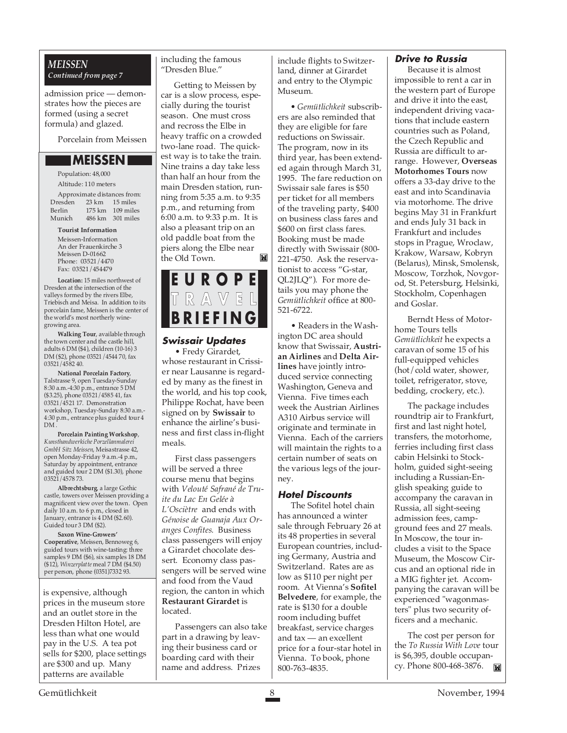*MEISSEN*
*Continued from page 7*

admission price — demonstrates how the pieces are formed (using a secret formula) and glazed.

Porcelain from Meissen is expensive, although prices in the museum store and an outlet store in the Dresden Hilton Hotel, are less than what one would pay in the U.S. A tea pot sells for $200, place settings are $300 and up. Many patterns are available including the famous "Dresden Blue."

Getting to Meissen by car is a slow process, especially during the tourist season. One must cross and recross the Elbe in heavy traffic on a crowded two-lane road. The quickest way is to take the train. Nine trains a day take less than half an hour from the main Dresden station, running from 5:35 a.m. to 9:35 p.m., and returning from 6:00 a.m. to 9:33 p.m. It is also a pleasant trip on an old paddle boat from the piers along the Elbe near the Old Town.

## MEISSEN

Population: 48,000

Altitude: 110 meters

Approximate distances from:

| | | |
|---|---|---|
| Dresden | 23 km | 15 miles |
| Berlin | 175 km | 109 miles |
| Munich | 486 km | 301 miles |

**Tourist Information**
Meissen-Information
An der Frauenkirche 3
Meissen D-01662
Phone: 03521/4470
Fax: 03521/454479

**Location:** 15 miles northwest of Dresden at the intersection of the valleys formed by the rivers Elbe, Triebisch and Meisa. In addition to its porcelain fame, Meissen is the center of the world's most northerly wine-growing area.

**Walking Tour**, available through the town center and the castle hill, adults 6 DM ($4), children (10-16) 3 DM ($2), phone 03521/4544 70, fax 03521/4582 40.

**National Porcelain Factory**, Talstrasse 9, open Tuesday-Sunday 8:30 a.m.-4:30 p.m., entrance 5 DM ($3.25), phone 03521/4585 41, fax 03521/4521 17. Demonstration workshop, Tuesday-Sunday 8:30 a.m.-4:30 p.m., entrance plus guided tour 4 DM.

**Porcelain Painting Workshop**, *Kunsthandwerkiche Porzellanmalerei GmbH Sitz Meissen*, Meisastrasse 42, open Monday-Friday 9 a.m.-4 p.m., Saturday by appointment, entrance and guided tour 2 DM ($1.30), phone 03521/4578 73.

**Albrechtsburg**, a large Gothic castle, towers over Meissen providing a magnificent view over the town. Open daily 10 a.m. to 6 p.m., closed in January, entrance is 4 DM ($2.60). Guided tour 3 DM ($2).

**Saxon Wine-Growers' Cooperative**, Meissen, Bennoweg 6, guided tours with wine-tasting: three samples 9 DM ($6), six samples 18 DM ($12), *Winzerplatte* meal 7 DM ($4.50) per person, phone (0351)7332 93.

# EUROPE TRAVEL BRIEFING

### Swissair Updates

• Fredy Girardet, whose restaurant in Crissier near Lausanne is regarded by many as the finest in the world, and his top cook, Philippe Rochat, have been signed on by **Swissair** to enhance the airline's business and first class in-flight meals.

First class passengers will be served a three course menu that begins with *Velouté Safrané de Truite du Lac En Gelée à L'Osciètre* and ends with *Génoise de Guanaja Aux Oranges Confites.* Business class passengers will enjoy a Girardet chocolate dessert. Economy class passengers will be served wine and food from the Vaud region, the canton in which **Restaurant Girardet** is located.

Passengers can also take part in a drawing by leaving their business card or boarding card with their name and address. Prizes include flights to Switzerland, dinner at Girardet and entry to the Olympic Museum.

• *Gemütlichkeit* subscribers are also reminded that they are eligible for fare reductions on Swissair. The program, now in its third year, has been extended again through March 31, 1995. The fare reduction on Swissair sale fares is $50 per ticket for all members of the traveling party, $400 on business class fares and $600 on first class fares. Booking must be made directly with Swissair (800-221-4750. Ask the reservationist to access "G-star, QL2JLQ"). For more details you may phone the *Gemütlichkeit* office at 800-521-6722.

• Readers in the Washington DC area should know that Swissair, **Austrian Airlines** and **Delta Airlines** have jointly introduced service connecting Washington, Geneva and Vienna. Five times each week the Austrian Airlines A310 Airbus service will originate and terminate in Vienna. Each of the carriers will maintain the rights to a certain number of seats on the various legs of the journey.

### Hotel Discounts

The Sofitel hotel chain has announced a winter sale through February 26 at its 48 properties in several European countries, including Germany, Austria and Switzerland. Rates are as low as $110 per night per room. At Vienna's **Sofitel Belvedere**, for example, the rate is $130 for a double room including buffet breakfast, service charges and tax — an excellent price for a four-star hotel in Vienna. To book, phone 800-763-4835.

### Drive to Russia

Because it is almost impossible to rent a car in the western part of Europe and drive it into the east, independent driving vacations that include eastern countries such as Poland, the Czech Republic and Russia are difficult to arrange. However, **Overseas Motorhomes Tours** now offers a 33-day drive to the east and into Scandinavia via motorhome. The drive begins May 31 in Frankfurt and ends July 31 back in Frankfurt and includes stops in Prague, Wroclaw, Krakow, Warsaw, Kobryn (Belarus), Minsk, Smolensk, Moscow, Torzhok, Novgorod, St. Petersburg, Helsinki, Stockholm, Copenhagen and Goslar.

Berndt Hess of Motorhome Tours tells *Gemütlichkeit* he expects a caravan of some 15 of his full-equipped vehicles (hot/cold water, shower, toilet, refrigerator, stove, bedding, crockery, etc.).

The package includes roundtrip air to Frankfurt, first and last night hotel, transfers, the motorhome, ferries including first class cabin Helsinki to Stockholm, guided sight-seeing including a Russian-English speaking guide to accompany the caravan in Russia, all sight-seeing admission fees, campground fees and 27 meals. In Moscow, the tour includes a visit to the Space Museum, the Moscow Circus and an optional ride in a MIG fighter jet. Accompanying the caravan will be experienced "wagonmasters" plus two security officers and a mechanic.

The cost per person for the *To Russia With Love* tour is $6,395, double occupancy. Phone 800-468-3876.